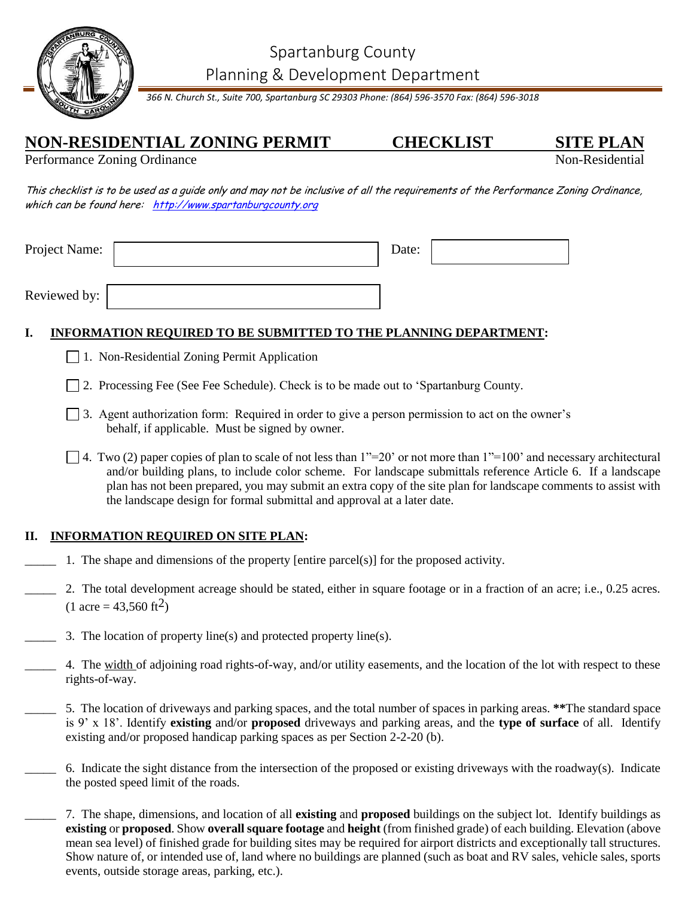Spartanburg County
Planning & Development Department

*366 N. Church St., Suite 700, Spartanburg SC 29303 Phone: (864) 596-3570 Fax: (864) 596-3018*

# NON-RESIDENTIAL ZONING PERMIT — CHECKLIST — SITE PLAN

Performance Zoning Ordinance — Non-Residential

*This checklist is to be used as a guide only and may not be inclusive of all the requirements of the Performance Zoning Ordinance, which can be found here: [http://www.spartanburgcounty.org](http://www.spartanburgcounty.org)*

Project Name: ____________________ Date: ____________

Reviewed by: ____________________

## I. INFORMATION REQUIRED TO BE SUBMITTED TO THE PLANNING DEPARTMENT:

- ☐ 1. Non-Residential Zoning Permit Application
- ☐ 2. Processing Fee (See Fee Schedule). Check is to be made out to 'Spartanburg County.
- ☐ 3. Agent authorization form: Required in order to give a person permission to act on the owner's behalf, if applicable. Must be signed by owner.
- ☐ 4. Two (2) paper copies of plan to scale of not less than 1"=20' or not more than 1"=100' and necessary architectural and/or building plans, to include color scheme. For landscape submittals reference Article 6. If a landscape plan has not been prepared, you may submit an extra copy of the site plan for landscape comments to assist with the landscape design for formal submittal and approval at a later date.

## II. INFORMATION REQUIRED ON SITE PLAN:

_____ 1. The shape and dimensions of the property [entire parcel(s)] for the proposed activity.

_____ 2. The total development acreage should be stated, either in square footage or in a fraction of an acre; i.e., 0.25 acres. (1 acre = 43,560 $ft^2$)

_____ 3. The location of property line(s) and protected property line(s).

_____ 4. The width of adjoining road rights-of-way, and/or utility easements, and the location of the lot with respect to these rights-of-way.

_____ 5. The location of driveways and parking spaces, and the total number of spaces in parking areas. **\*\***The standard space is 9' x 18'. Identify **existing** and/or **proposed** driveways and parking areas, and the **type of surface** of all. Identify existing and/or proposed handicap parking spaces as per Section 2-2-20 (b).

_____ 6. Indicate the sight distance from the intersection of the proposed or existing driveways with the roadway(s). Indicate the posted speed limit of the roads.

_____ 7. The shape, dimensions, and location of all **existing** and **proposed** buildings on the subject lot. Identify buildings as **existing** or **proposed**. Show **overall square footage** and **height** (from finished grade) of each building. Elevation (above mean sea level) of finished grade for building sites may be required for airport districts and exceptionally tall structures. Show nature of, or intended use of, land where no buildings are planned (such as boat and RV sales, vehicle sales, sports events, outside storage areas, parking, etc.).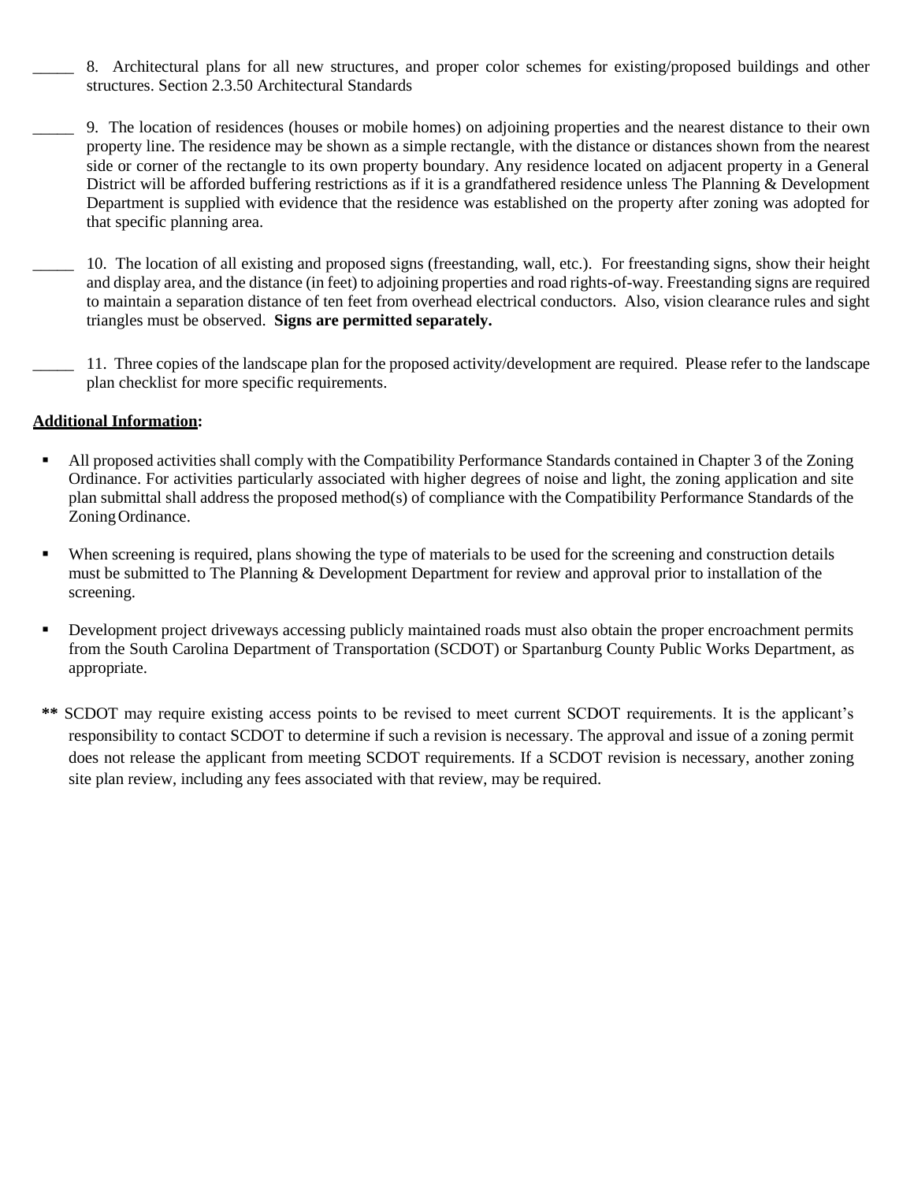_____ 8. Architectural plans for all new structures, and proper color schemes for existing/proposed buildings and other structures. Section 2.3.50 Architectural Standards

_____ 9. The location of residences (houses or mobile homes) on adjoining properties and the nearest distance to their own property line. The residence may be shown as a simple rectangle, with the distance or distances shown from the nearest side or corner of the rectangle to its own property boundary. Any residence located on adjacent property in a General District will be afforded buffering restrictions as if it is a grandfathered residence unless The Planning & Development Department is supplied with evidence that the residence was established on the property after zoning was adopted for that specific planning area.

_____ 10. The location of all existing and proposed signs (freestanding, wall, etc.). For freestanding signs, show their height and display area, and the distance (in feet) to adjoining properties and road rights-of-way. Freestanding signs are required to maintain a separation distance of ten feet from overhead electrical conductors. Also, vision clearance rules and sight triangles must be observed. **Signs are permitted separately.**

_____ 11. Three copies of the landscape plan for the proposed activity/development are required. Please refer to the landscape plan checklist for more specific requirements.

**Additional Information:**

- All proposed activities shall comply with the Compatibility Performance Standards contained in Chapter 3 of the Zoning Ordinance. For activities particularly associated with higher degrees of noise and light, the zoning application and site plan submittal shall address the proposed method(s) of compliance with the Compatibility Performance Standards of the Zoning Ordinance.
- When screening is required, plans showing the type of materials to be used for the screening and construction details must be submitted to The Planning & Development Department for review and approval prior to installation of the screening.
- Development project driveways accessing publicly maintained roads must also obtain the proper encroachment permits from the South Carolina Department of Transportation (SCDOT) or Spartanburg County Public Works Department, as appropriate.

**\*\*** SCDOT may require existing access points to be revised to meet current SCDOT requirements. It is the applicant's responsibility to contact SCDOT to determine if such a revision is necessary. The approval and issue of a zoning permit does not release the applicant from meeting SCDOT requirements. If a SCDOT revision is necessary, another zoning site plan review, including any fees associated with that review, may be required.